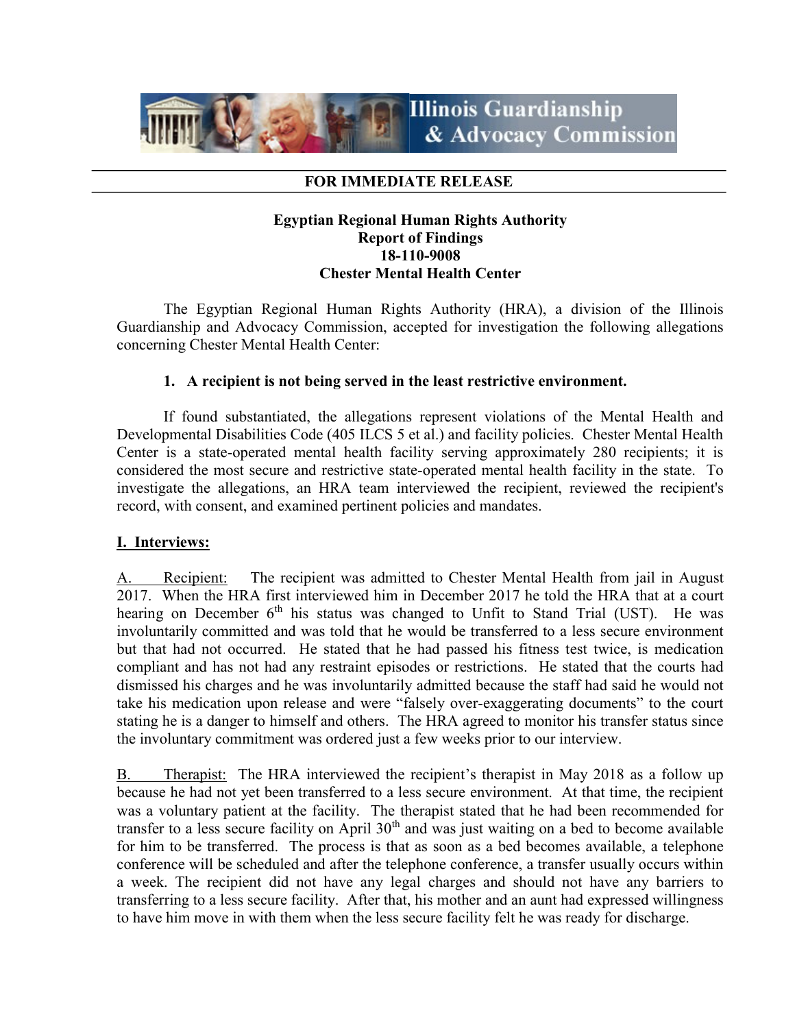Illinois Guardianship & Advocacy Commission

**FOR IMMEDIATE RELEASE**

**Egyptian Regional Human Rights Authority**
**Report of Findings**
**18-110-9008**
**Chester Mental Health Center**

The Egyptian Regional Human Rights Authority (HRA), a division of the Illinois Guardianship and Advocacy Commission, accepted for investigation the following allegations concerning Chester Mental Health Center:

1. **A recipient is not being served in the least restrictive environment.**

If found substantiated, the allegations represent violations of the Mental Health and Developmental Disabilities Code (405 ILCS 5 et al.) and facility policies. Chester Mental Health Center is a state-operated mental health facility serving approximately 280 recipients; it is considered the most secure and restrictive state-operated mental health facility in the state. To investigate the allegations, an HRA team interviewed the recipient, reviewed the recipient's record, with consent, and examined pertinent policies and mandates.

## I. Interviews:

A. Recipient: The recipient was admitted to Chester Mental Health from jail in August 2017. When the HRA first interviewed him in December 2017 he told the HRA that at a court hearing on December 6th his status was changed to Unfit to Stand Trial (UST). He was involuntarily committed and was told that he would be transferred to a less secure environment but that had not occurred. He stated that he had passed his fitness test twice, is medication compliant and has not had any restraint episodes or restrictions. He stated that the courts had dismissed his charges and he was involuntarily admitted because the staff had said he would not take his medication upon release and were "falsely over-exaggerating documents" to the court stating he is a danger to himself and others. The HRA agreed to monitor his transfer status since the involuntary commitment was ordered just a few weeks prior to our interview.

B. Therapist: The HRA interviewed the recipient's therapist in May 2018 as a follow up because he had not yet been transferred to a less secure environment. At that time, the recipient was a voluntary patient at the facility. The therapist stated that he had been recommended for transfer to a less secure facility on April 30th and was just waiting on a bed to become available for him to be transferred. The process is that as soon as a bed becomes available, a telephone conference will be scheduled and after the telephone conference, a transfer usually occurs within a week. The recipient did not have any legal charges and should not have any barriers to transferring to a less secure facility. After that, his mother and an aunt had expressed willingness to have him move in with them when the less secure facility felt he was ready for discharge.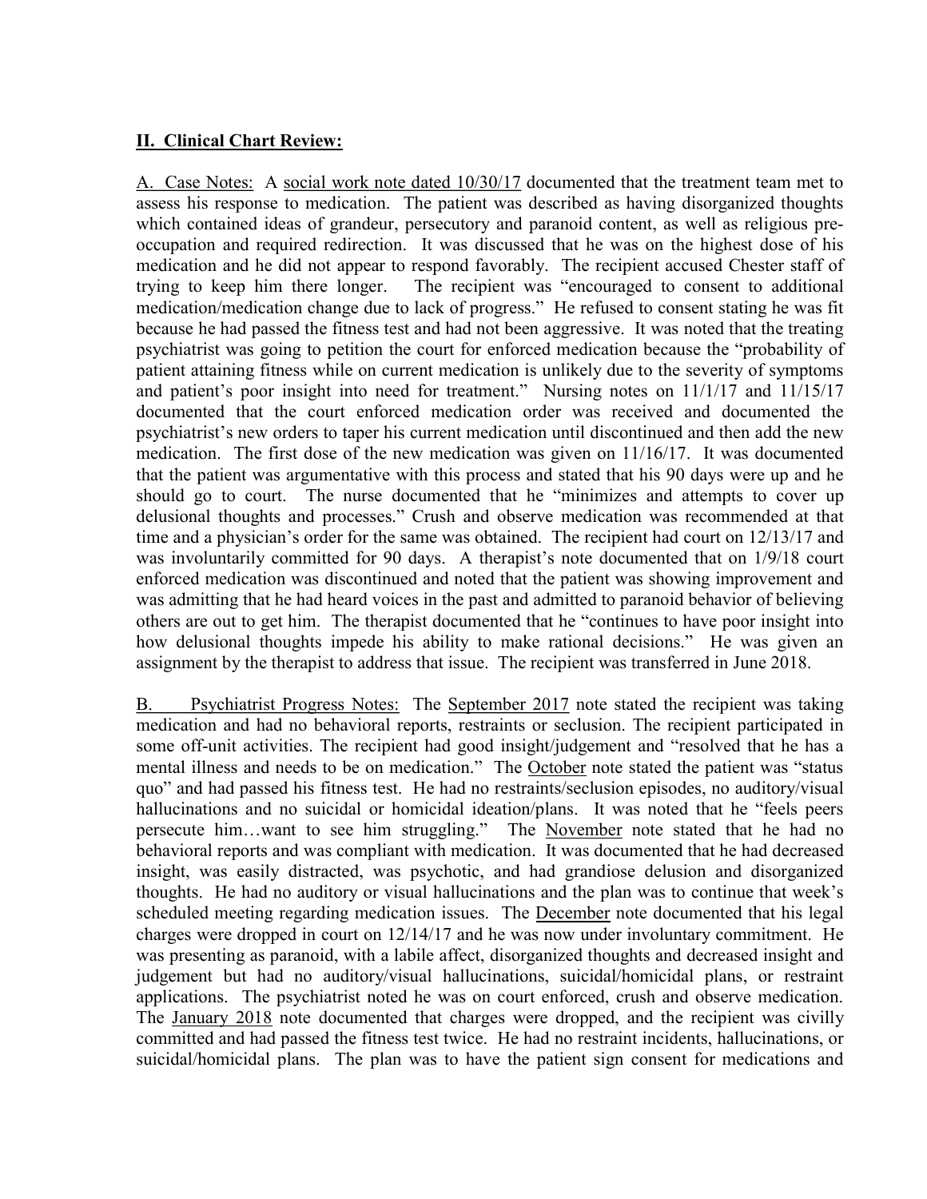## II. Clinical Chart Review:

A. Case Notes: A social work note dated 10/30/17 documented that the treatment team met to assess his response to medication. The patient was described as having disorganized thoughts which contained ideas of grandeur, persecutory and paranoid content, as well as religious pre-occupation and required redirection. It was discussed that he was on the highest dose of his medication and he did not appear to respond favorably. The recipient accused Chester staff of trying to keep him there longer. The recipient was "encouraged to consent to additional medication/medication change due to lack of progress." He refused to consent stating he was fit because he had passed the fitness test and had not been aggressive. It was noted that the treating psychiatrist was going to petition the court for enforced medication because the "probability of patient attaining fitness while on current medication is unlikely due to the severity of symptoms and patient's poor insight into need for treatment." Nursing notes on 11/1/17 and 11/15/17 documented that the court enforced medication order was received and documented the psychiatrist's new orders to taper his current medication until discontinued and then add the new medication. The first dose of the new medication was given on 11/16/17. It was documented that the patient was argumentative with this process and stated that his 90 days were up and he should go to court. The nurse documented that he "minimizes and attempts to cover up delusional thoughts and processes." Crush and observe medication was recommended at that time and a physician's order for the same was obtained. The recipient had court on 12/13/17 and was involuntarily committed for 90 days. A therapist's note documented that on 1/9/18 court enforced medication was discontinued and noted that the patient was showing improvement and was admitting that he had heard voices in the past and admitted to paranoid behavior of believing others are out to get him. The therapist documented that he "continues to have poor insight into how delusional thoughts impede his ability to make rational decisions." He was given an assignment by the therapist to address that issue. The recipient was transferred in June 2018.

B. Psychiatrist Progress Notes: The September 2017 note stated the recipient was taking medication and had no behavioral reports, restraints or seclusion. The recipient participated in some off-unit activities. The recipient had good insight/judgement and "resolved that he has a mental illness and needs to be on medication." The October note stated the patient was "status quo" and had passed his fitness test. He had no restraints/seclusion episodes, no auditory/visual hallucinations and no suicidal or homicidal ideation/plans. It was noted that he "feels peers persecute him…want to see him struggling." The November note stated that he had no behavioral reports and was compliant with medication. It was documented that he had decreased insight, was easily distracted, was psychotic, and had grandiose delusion and disorganized thoughts. He had no auditory or visual hallucinations and the plan was to continue that week's scheduled meeting regarding medication issues. The December note documented that his legal charges were dropped in court on 12/14/17 and he was now under involuntary commitment. He was presenting as paranoid, with a labile affect, disorganized thoughts and decreased insight and judgement but had no auditory/visual hallucinations, suicidal/homicidal plans, or restraint applications. The psychiatrist noted he was on court enforced, crush and observe medication. The January 2018 note documented that charges were dropped, and the recipient was civilly committed and had passed the fitness test twice. He had no restraint incidents, hallucinations, or suicidal/homicidal plans. The plan was to have the patient sign consent for medications and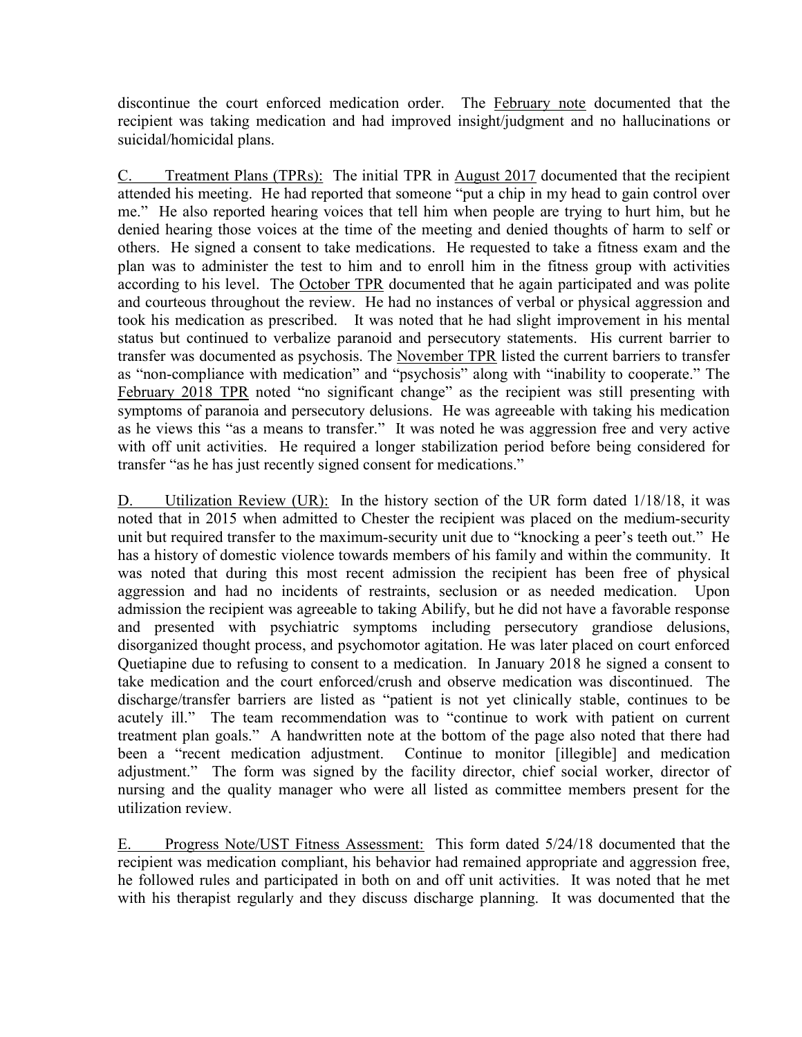discontinue the court enforced medication order. The February note documented that the recipient was taking medication and had improved insight/judgment and no hallucinations or suicidal/homicidal plans.

C. Treatment Plans (TPRs): The initial TPR in August 2017 documented that the recipient attended his meeting. He had reported that someone "put a chip in my head to gain control over me." He also reported hearing voices that tell him when people are trying to hurt him, but he denied hearing those voices at the time of the meeting and denied thoughts of harm to self or others. He signed a consent to take medications. He requested to take a fitness exam and the plan was to administer the test to him and to enroll him in the fitness group with activities according to his level. The October TPR documented that he again participated and was polite and courteous throughout the review. He had no instances of verbal or physical aggression and took his medication as prescribed. It was noted that he had slight improvement in his mental status but continued to verbalize paranoid and persecutory statements. His current barrier to transfer was documented as psychosis. The November TPR listed the current barriers to transfer as "non-compliance with medication" and "psychosis" along with "inability to cooperate." The February 2018 TPR noted "no significant change" as the recipient was still presenting with symptoms of paranoia and persecutory delusions. He was agreeable with taking his medication as he views this "as a means to transfer." It was noted he was aggression free and very active with off unit activities. He required a longer stabilization period before being considered for transfer "as he has just recently signed consent for medications."

D. Utilization Review (UR): In the history section of the UR form dated 1/18/18, it was noted that in 2015 when admitted to Chester the recipient was placed on the medium-security unit but required transfer to the maximum-security unit due to "knocking a peer's teeth out." He has a history of domestic violence towards members of his family and within the community. It was noted that during this most recent admission the recipient has been free of physical aggression and had no incidents of restraints, seclusion or as needed medication. Upon admission the recipient was agreeable to taking Abilify, but he did not have a favorable response and presented with psychiatric symptoms including persecutory grandiose delusions, disorganized thought process, and psychomotor agitation. He was later placed on court enforced Quetiapine due to refusing to consent to a medication. In January 2018 he signed a consent to take medication and the court enforced/crush and observe medication was discontinued. The discharge/transfer barriers are listed as "patient is not yet clinically stable, continues to be acutely ill." The team recommendation was to "continue to work with patient on current treatment plan goals." A handwritten note at the bottom of the page also noted that there had been a "recent medication adjustment. Continue to monitor [illegible] and medication adjustment." The form was signed by the facility director, chief social worker, director of nursing and the quality manager who were all listed as committee members present for the utilization review.

E. Progress Note/UST Fitness Assessment: This form dated 5/24/18 documented that the recipient was medication compliant, his behavior had remained appropriate and aggression free, he followed rules and participated in both on and off unit activities. It was noted that he met with his therapist regularly and they discuss discharge planning. It was documented that the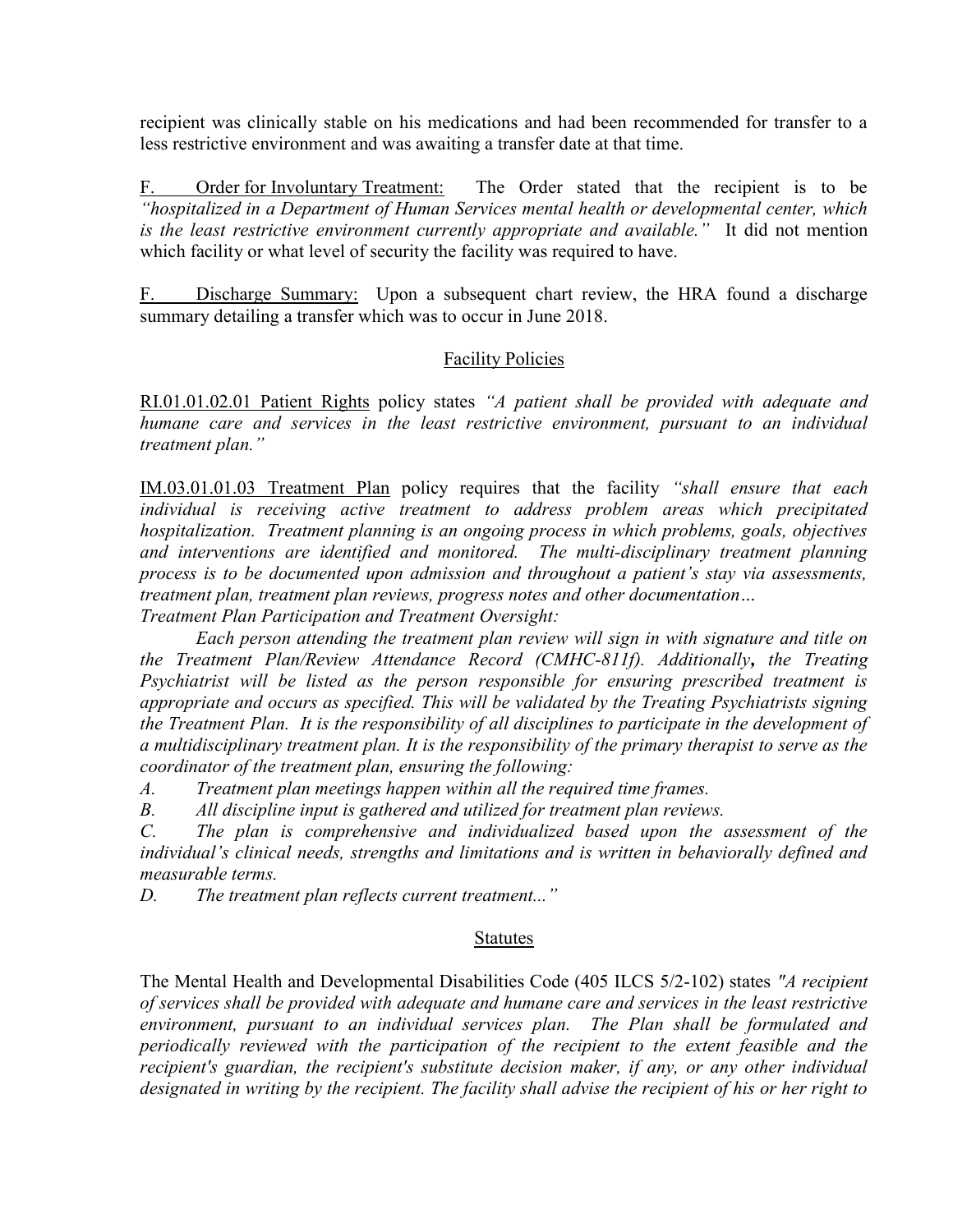recipient was clinically stable on his medications and had been recommended for transfer to a less restrictive environment and was awaiting a transfer date at that time.

F. <u>Order for Involuntary Treatment:</u> The Order stated that the recipient is to be *"hospitalized in a Department of Human Services mental health or developmental center, which is the least restrictive environment currently appropriate and available."* It did not mention which facility or what level of security the facility was required to have.

F. <u>Discharge Summary:</u> Upon a subsequent chart review, the HRA found a discharge summary detailing a transfer which was to occur in June 2018.

<u>Facility Policies</u>

<u>RI.01.01.02.01 Patient Rights</u> policy states *"A patient shall be provided with adequate and humane care and services in the least restrictive environment, pursuant to an individual treatment plan."*

<u>IM.03.01.01.03 Treatment Plan</u> policy requires that the facility *"shall ensure that each individual is receiving active treatment to address problem areas which precipitated hospitalization. Treatment planning is an ongoing process in which problems, goals, objectives and interventions are identified and monitored. The multi-disciplinary treatment planning process is to be documented upon admission and throughout a patient's stay via assessments, treatment plan, treatment plan reviews, progress notes and other documentation…*
*Treatment Plan Participation and Treatment Oversight:*

*Each person attending the treatment plan review will sign in with signature and title on the Treatment Plan/Review Attendance Record (CMHC-811f). Additionally, the Treating Psychiatrist will be listed as the person responsible for ensuring prescribed treatment is appropriate and occurs as specified. This will be validated by the Treating Psychiatrists signing the Treatment Plan. It is the responsibility of all disciplines to participate in the development of a multidisciplinary treatment plan. It is the responsibility of the primary therapist to serve as the coordinator of the treatment plan, ensuring the following:*

*A. Treatment plan meetings happen within all the required time frames.*

*B. All discipline input is gathered and utilized for treatment plan reviews.*

*C. The plan is comprehensive and individualized based upon the assessment of the individual's clinical needs, strengths and limitations and is written in behaviorally defined and measurable terms.*

*D. The treatment plan reflects current treatment..."*

<u>Statutes</u>

The Mental Health and Developmental Disabilities Code (405 ILCS 5/2-102) states *"A recipient of services shall be provided with adequate and humane care and services in the least restrictive environment, pursuant to an individual services plan. The Plan shall be formulated and periodically reviewed with the participation of the recipient to the extent feasible and the recipient's guardian, the recipient's substitute decision maker, if any, or any other individual designated in writing by the recipient. The facility shall advise the recipient of his or her right to*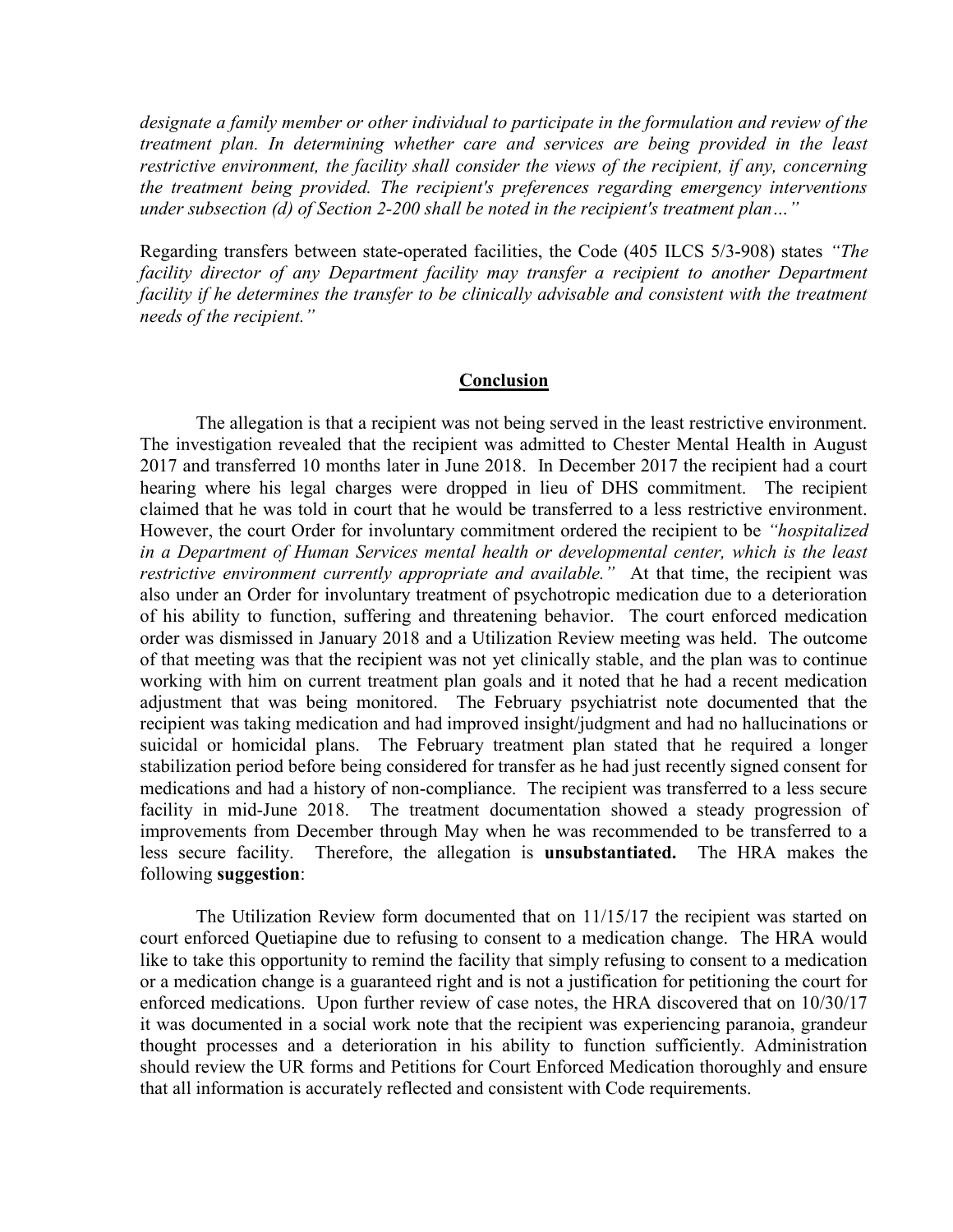*designate a family member or other individual to participate in the formulation and review of the treatment plan. In determining whether care and services are being provided in the least restrictive environment, the facility shall consider the views of the recipient, if any, concerning the treatment being provided. The recipient's preferences regarding emergency interventions under subsection (d) of Section 2-200 shall be noted in the recipient's treatment plan…"*

Regarding transfers between state-operated facilities, the Code (405 ILCS 5/3-908) states *"The facility director of any Department facility may transfer a recipient to another Department facility if he determines the transfer to be clinically advisable and consistent with the treatment needs of the recipient."*

## Conclusion

The allegation is that a recipient was not being served in the least restrictive environment. The investigation revealed that the recipient was admitted to Chester Mental Health in August 2017 and transferred 10 months later in June 2018. In December 2017 the recipient had a court hearing where his legal charges were dropped in lieu of DHS commitment. The recipient claimed that he was told in court that he would be transferred to a less restrictive environment. However, the court Order for involuntary commitment ordered the recipient to be *"hospitalized in a Department of Human Services mental health or developmental center, which is the least restrictive environment currently appropriate and available."* At that time, the recipient was also under an Order for involuntary treatment of psychotropic medication due to a deterioration of his ability to function, suffering and threatening behavior. The court enforced medication order was dismissed in January 2018 and a Utilization Review meeting was held. The outcome of that meeting was that the recipient was not yet clinically stable, and the plan was to continue working with him on current treatment plan goals and it noted that he had a recent medication adjustment that was being monitored. The February psychiatrist note documented that the recipient was taking medication and had improved insight/judgment and had no hallucinations or suicidal or homicidal plans. The February treatment plan stated that he required a longer stabilization period before being considered for transfer as he had just recently signed consent for medications and had a history of non-compliance. The recipient was transferred to a less secure facility in mid-June 2018. The treatment documentation showed a steady progression of improvements from December through May when he was recommended to be transferred to a less secure facility. Therefore, the allegation is **unsubstantiated.** The HRA makes the following **suggestion**:

The Utilization Review form documented that on 11/15/17 the recipient was started on court enforced Quetiapine due to refusing to consent to a medication change. The HRA would like to take this opportunity to remind the facility that simply refusing to consent to a medication or a medication change is a guaranteed right and is not a justification for petitioning the court for enforced medications. Upon further review of case notes, the HRA discovered that on 10/30/17 it was documented in a social work note that the recipient was experiencing paranoia, grandeur thought processes and a deterioration in his ability to function sufficiently. Administration should review the UR forms and Petitions for Court Enforced Medication thoroughly and ensure that all information is accurately reflected and consistent with Code requirements.